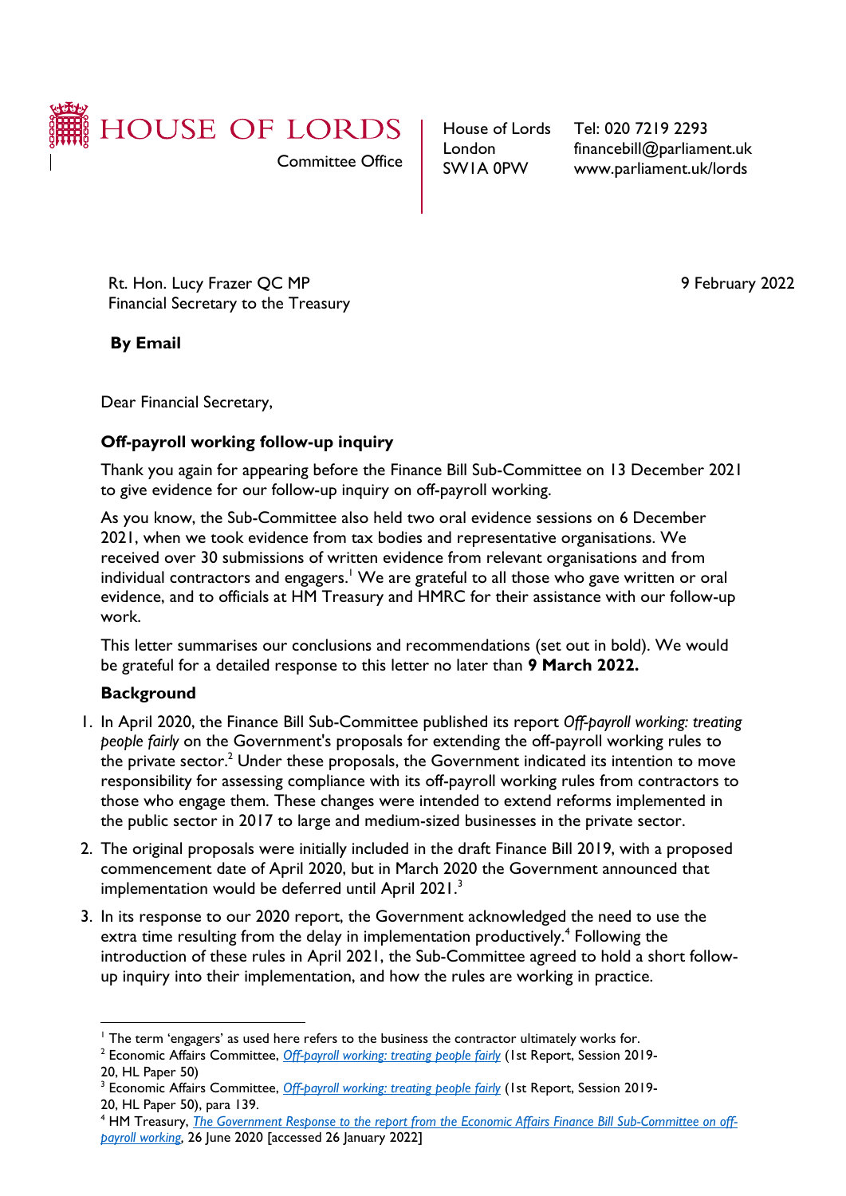HOUSE OF LORDS

Committee Office

House of Lords
London
SW1A 0PW

Tel: 020 7219 2293
financebill@parliament.uk
www.parliament.uk/lords

Rt. Hon. Lucy Frazer QC MP
Financial Secretary to the Treasury

9 February 2022

**By Email**

Dear Financial Secretary,

**Off-payroll working follow-up inquiry**

Thank you again for appearing before the Finance Bill Sub-Committee on 13 December 2021 to give evidence for our follow-up inquiry on off-payroll working.

As you know, the Sub-Committee also held two oral evidence sessions on 6 December 2021, when we took evidence from tax bodies and representative organisations. We received over 30 submissions of written evidence from relevant organisations and from individual contractors and engagers.[1] We are grateful to all those who gave written or oral evidence, and to officials at HM Treasury and HMRC for their assistance with our follow-up work.

This letter summarises our conclusions and recommendations (set out in bold). We would be grateful for a detailed response to this letter no later than **9 March 2022.**

**Background**

1. In April 2020, the Finance Bill Sub-Committee published its report *Off-payroll working: treating people fairly* on the Government's proposals for extending the off-payroll working rules to the private sector.[2] Under these proposals, the Government indicated its intention to move responsibility for assessing compliance with its off-payroll working rules from contractors to those who engage them. These changes were intended to extend reforms implemented in the public sector in 2017 to large and medium-sized businesses in the private sector.
2. The original proposals were initially included in the draft Finance Bill 2019, with a proposed commencement date of April 2020, but in March 2020 the Government announced that implementation would be deferred until April 2021.[3]
3. In its response to our 2020 report, the Government acknowledged the need to use the extra time resulting from the delay in implementation productively.[4] Following the introduction of these rules in April 2021, the Sub-Committee agreed to hold a short follow-up inquiry into their implementation, and how the rules are working in practice.

---

[1] The term 'engagers' as used here refers to the business the contractor ultimately works for.

[2] Economic Affairs Committee, *Off-payroll working: treating people fairly* (1st Report, Session 2019-20, HL Paper 50)

[3] Economic Affairs Committee, *Off-payroll working: treating people fairly* (1st Report, Session 2019-20, HL Paper 50), para 139.

[4] HM Treasury, *The Government Response to the report from the Economic Affairs Finance Bill Sub-Committee on off-payroll working*, 26 June 2020 [accessed 26 January 2022]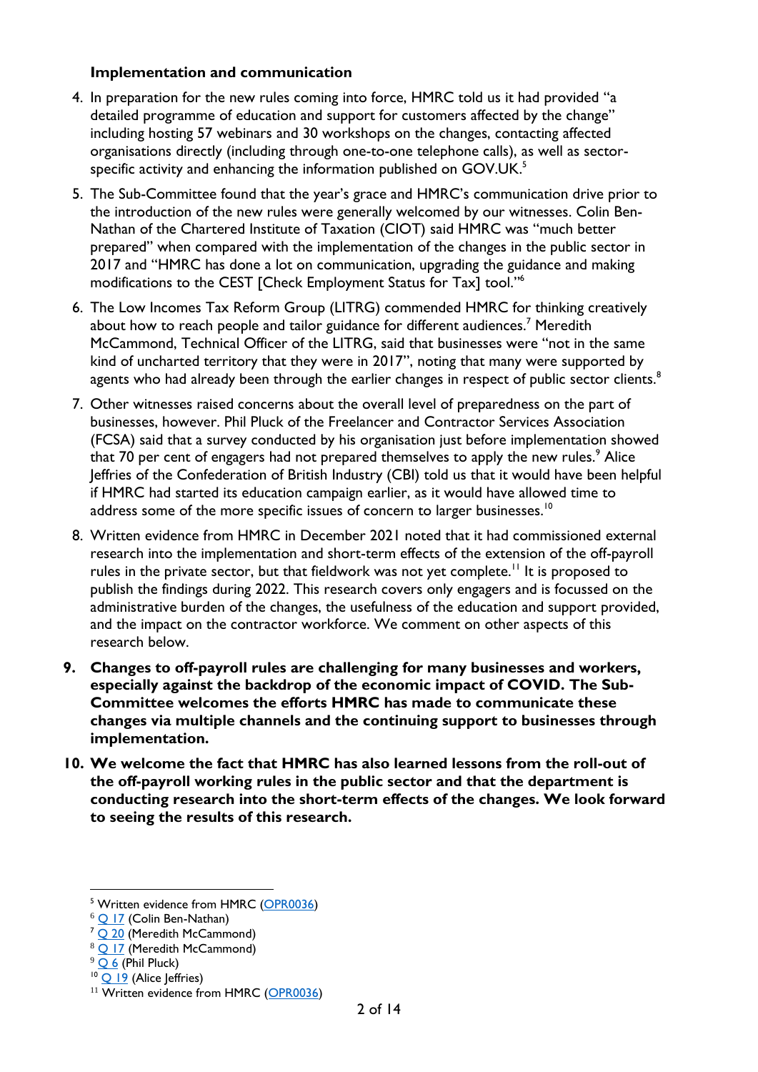### Implementation and communication

4. In preparation for the new rules coming into force, HMRC told us it had provided "a detailed programme of education and support for customers affected by the change" including hosting 57 webinars and 30 workshops on the changes, contacting affected organisations directly (including through one-to-one telephone calls), as well as sector-specific activity and enhancing the information published on GOV.UK.[5]

5. The Sub-Committee found that the year's grace and HMRC's communication drive prior to the introduction of the new rules were generally welcomed by our witnesses. Colin Ben-Nathan of the Chartered Institute of Taxation (CIOT) said HMRC was "much better prepared" when compared with the implementation of the changes in the public sector in 2017 and "HMRC has done a lot on communication, upgrading the guidance and making modifications to the CEST [Check Employment Status for Tax] tool."[6]

6. The Low Incomes Tax Reform Group (LITRG) commended HMRC for thinking creatively about how to reach people and tailor guidance for different audiences.[7] Meredith McCammond, Technical Officer of the LITRG, said that businesses were "not in the same kind of uncharted territory that they were in 2017", noting that many were supported by agents who had already been through the earlier changes in respect of public sector clients.[8]

7. Other witnesses raised concerns about the overall level of preparedness on the part of businesses, however. Phil Pluck of the Freelancer and Contractor Services Association (FCSA) said that a survey conducted by his organisation just before implementation showed that 70 per cent of engagers had not prepared themselves to apply the new rules.[9] Alice Jeffries of the Confederation of British Industry (CBI) told us that it would have been helpful if HMRC had started its education campaign earlier, as it would have allowed time to address some of the more specific issues of concern to larger businesses.[10]

8. Written evidence from HMRC in December 2021 noted that it had commissioned external research into the implementation and short-term effects of the extension of the off-payroll rules in the private sector, but that fieldwork was not yet complete.[11] It is proposed to publish the findings during 2022. This research covers only engagers and is focussed on the administrative burden of the changes, the usefulness of the education and support provided, and the impact on the contractor workforce. We comment on other aspects of this research below.

9. **Changes to off-payroll rules are challenging for many businesses and workers, especially against the backdrop of the economic impact of COVID. The Sub-Committee welcomes the efforts HMRC has made to communicate these changes via multiple channels and the continuing support to businesses through implementation.**

10. **We welcome the fact that HMRC has also learned lessons from the roll-out of the off-payroll working rules in the public sector and that the department is conducting research into the short-term effects of the changes. We look forward to seeing the results of this research.**

---

[5] Written evidence from HMRC (OPR0036)
[6] Q 17 (Colin Ben-Nathan)
[7] Q 20 (Meredith McCammond)
[8] Q 17 (Meredith McCammond)
[9] Q 6 (Phil Pluck)
[10] Q 19 (Alice Jeffries)
[11] Written evidence from HMRC (OPR0036)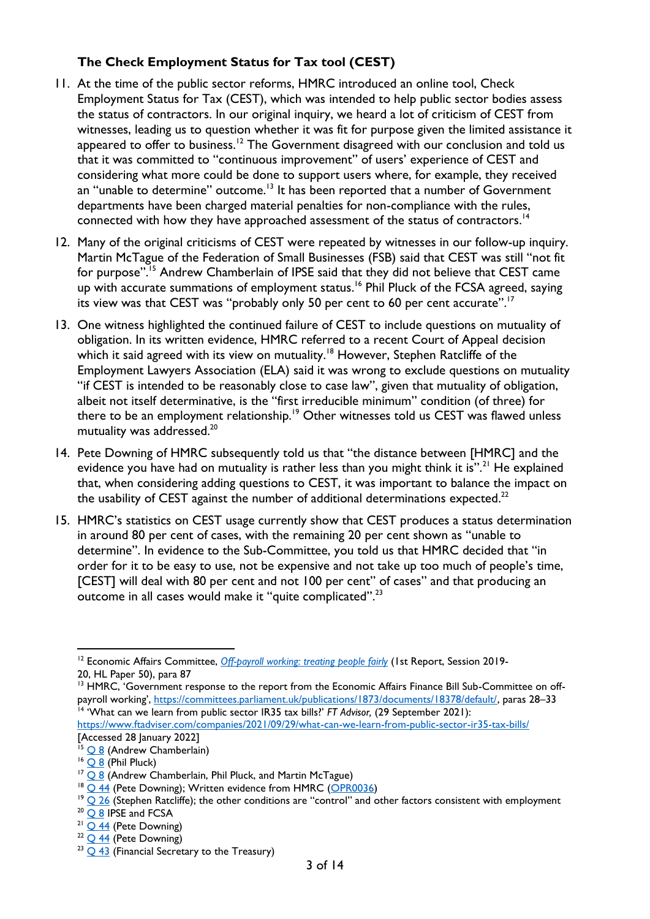### The Check Employment Status for Tax tool (CEST)

11. At the time of the public sector reforms, HMRC introduced an online tool, Check Employment Status for Tax (CEST), which was intended to help public sector bodies assess the status of contractors. In our original inquiry, we heard a lot of criticism of CEST from witnesses, leading us to question whether it was fit for purpose given the limited assistance it appeared to offer to business.[12] The Government disagreed with our conclusion and told us that it was committed to "continuous improvement" of users' experience of CEST and considering what more could be done to support users where, for example, they received an "unable to determine" outcome.[13] It has been reported that a number of Government departments have been charged material penalties for non-compliance with the rules, connected with how they have approached assessment of the status of contractors.[14]

12. Many of the original criticisms of CEST were repeated by witnesses in our follow-up inquiry. Martin McTague of the Federation of Small Businesses (FSB) said that CEST was still "not fit for purpose".[15] Andrew Chamberlain of IPSE said that they did not believe that CEST came up with accurate summations of employment status.[16] Phil Pluck of the FCSA agreed, saying its view was that CEST was "probably only 50 per cent to 60 per cent accurate".[17]

13. One witness highlighted the continued failure of CEST to include questions on mutuality of obligation. In its written evidence, HMRC referred to a recent Court of Appeal decision which it said agreed with its view on mutuality.[18] However, Stephen Ratcliffe of the Employment Lawyers Association (ELA) said it was wrong to exclude questions on mutuality "if CEST is intended to be reasonably close to case law", given that mutuality of obligation, albeit not itself determinative, is the "first irreducible minimum" condition (of three) for there to be an employment relationship.[19] Other witnesses told us CEST was flawed unless mutuality was addressed.[20]

14. Pete Downing of HMRC subsequently told us that "the distance between [HMRC] and the evidence you have had on mutuality is rather less than you might think it is".[21] He explained that, when considering adding questions to CEST, it was important to balance the impact on the usability of CEST against the number of additional determinations expected.[22]

15. HMRC's statistics on CEST usage currently show that CEST produces a status determination in around 80 per cent of cases, with the remaining 20 per cent shown as "unable to determine". In evidence to the Sub-Committee, you told us that HMRC decided that "in order for it to be easy to use, not be expensive and not take up too much of people's time, [CEST] will deal with 80 per cent and not 100 per cent" of cases" and that producing an outcome in all cases would make it "quite complicated".[23]

---

[12] Economic Affairs Committee, *Off-payroll working: treating people fairly* (1st Report, Session 2019-20, HL Paper 50), para 87

[13] HMRC, 'Government response to the report from the Economic Affairs Finance Bill Sub-Committee on off-payroll working', https://committees.parliament.uk/publications/1873/documents/18378/default/, paras 28–33

[14] 'What can we learn from public sector IR35 tax bills?' *FT Advisor,* (29 September 2021): https://www.ftadviser.com/companies/2021/09/29/what-can-we-learn-from-public-sector-ir35-tax-bills/ [Accessed 28 January 2022]

[15] Q 8 (Andrew Chamberlain)

[16] Q 8 (Phil Pluck)

[17] Q 8 (Andrew Chamberlain, Phil Pluck, and Martin McTague)

[18] Q 44 (Pete Downing); Written evidence from HMRC (OPR0036)

[19] Q 26 (Stephen Ratcliffe); the other conditions are "control" and other factors consistent with employment

[20] Q 8 IPSE and FCSA

[21] Q 44 (Pete Downing)

[22] Q 44 (Pete Downing)

[23] Q 43 (Financial Secretary to the Treasury)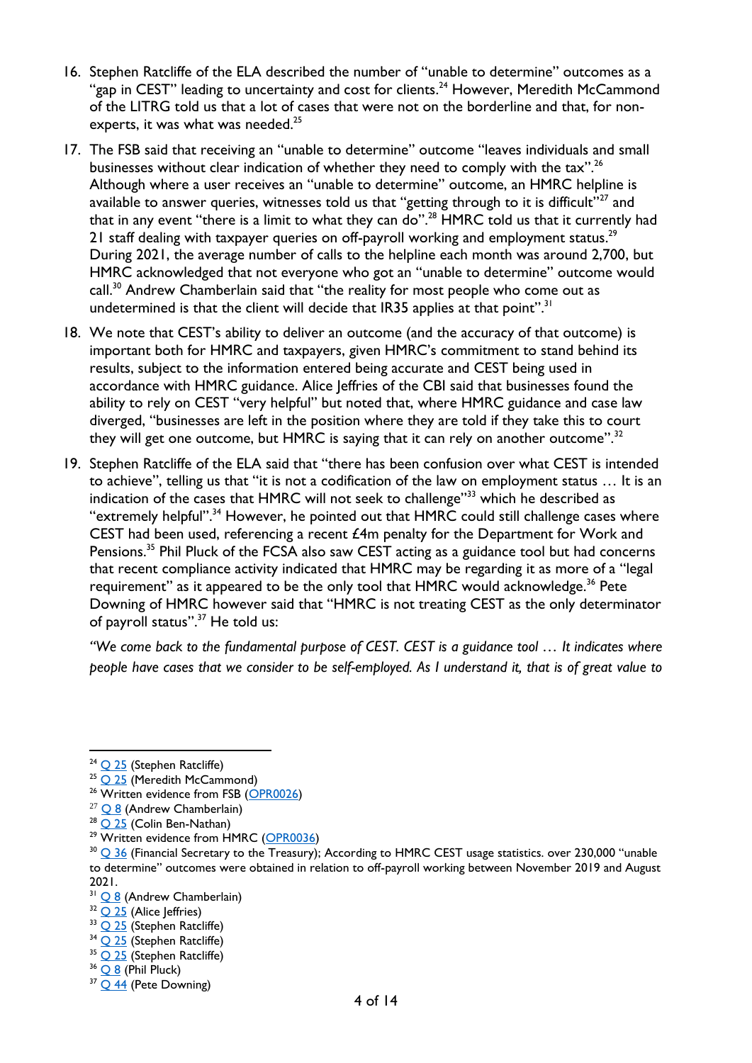16. Stephen Ratcliffe of the ELA described the number of "unable to determine" outcomes as a "gap in CEST" leading to uncertainty and cost for clients.[24] However, Meredith McCammond of the LITRG told us that a lot of cases that were not on the borderline and that, for non-experts, it was what was needed.[25]

17. The FSB said that receiving an "unable to determine" outcome "leaves individuals and small businesses without clear indication of whether they need to comply with the tax".[26] Although where a user receives an "unable to determine" outcome, an HMRC helpline is available to answer queries, witnesses told us that "getting through to it is difficult"[27] and that in any event "there is a limit to what they can do".[28] HMRC told us that it currently had 21 staff dealing with taxpayer queries on off-payroll working and employment status.[29] During 2021, the average number of calls to the helpline each month was around 2,700, but HMRC acknowledged that not everyone who got an "unable to determine" outcome would call.[30] Andrew Chamberlain said that "the reality for most people who come out as undetermined is that the client will decide that IR35 applies at that point".[31]

18. We note that CEST's ability to deliver an outcome (and the accuracy of that outcome) is important both for HMRC and taxpayers, given HMRC's commitment to stand behind its results, subject to the information entered being accurate and CEST being used in accordance with HMRC guidance. Alice Jeffries of the CBI said that businesses found the ability to rely on CEST "very helpful" but noted that, where HMRC guidance and case law diverged, "businesses are left in the position where they are told if they take this to court they will get one outcome, but HMRC is saying that it can rely on another outcome".[32]

19. Stephen Ratcliffe of the ELA said that "there has been confusion over what CEST is intended to achieve", telling us that "it is not a codification of the law on employment status … It is an indication of the cases that HMRC will not seek to challenge"[33] which he described as "extremely helpful".[34] However, he pointed out that HMRC could still challenge cases where CEST had been used, referencing a recent £4m penalty for the Department for Work and Pensions.[35] Phil Pluck of the FCSA also saw CEST acting as a guidance tool but had concerns that recent compliance activity indicated that HMRC may be regarding it as more of a "legal requirement" as it appeared to be the only tool that HMRC would acknowledge.[36] Pete Downing of HMRC however said that "HMRC is not treating CEST as the only determinator of payroll status".[37] He told us:

*"We come back to the fundamental purpose of CEST. CEST is a guidance tool … It indicates where people have cases that we consider to be self-employed. As I understand it, that is of great value to*

---

[24] Q 25 (Stephen Ratcliffe)

[25] Q 25 (Meredith McCammond)

[26] Written evidence from FSB (OPR0026)

[27] Q 8 (Andrew Chamberlain)

[28] Q 25 (Colin Ben-Nathan)

[29] Written evidence from HMRC (OPR0036)

[30] Q 36 (Financial Secretary to the Treasury); According to HMRC CEST usage statistics. over 230,000 "unable to determine" outcomes were obtained in relation to off-payroll working between November 2019 and August 2021.

[31] Q 8 (Andrew Chamberlain)

[32] Q 25 (Alice Jeffries)

[33] Q 25 (Stephen Ratcliffe)

[34] Q 25 (Stephen Ratcliffe)

[35] Q 25 (Stephen Ratcliffe)

[36] Q 8 (Phil Pluck)

[37] Q 44 (Pete Downing)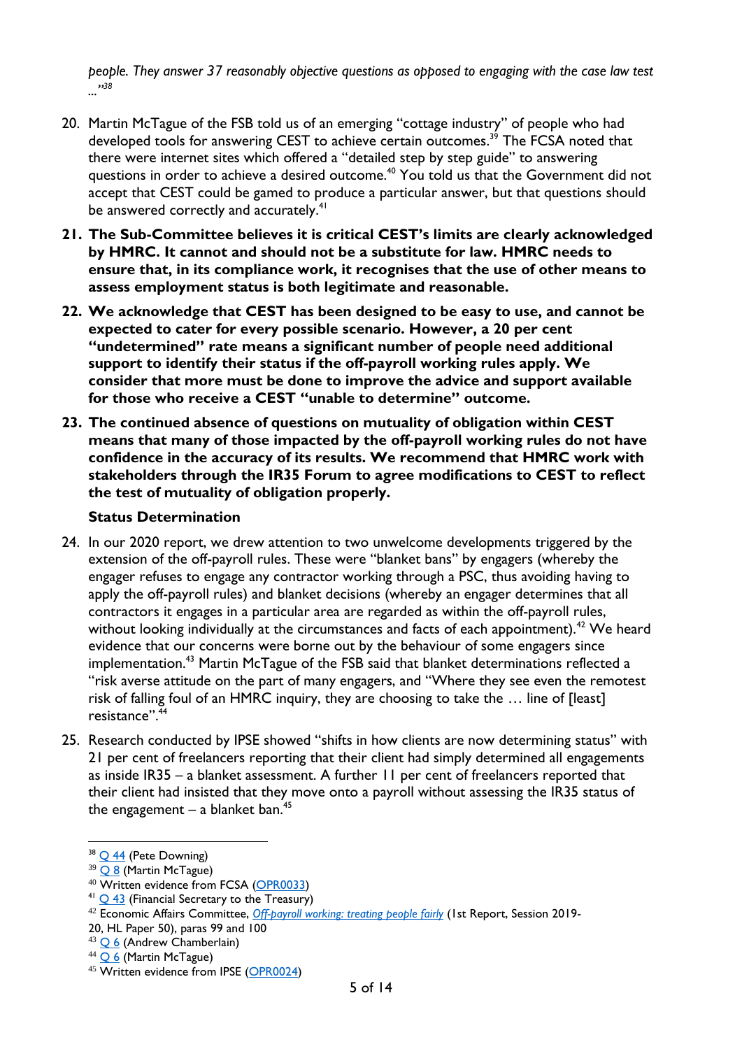*people. They answer 37 reasonably objective questions as opposed to engaging with the case law test …"*[38]

20. Martin McTague of the FSB told us of an emerging "cottage industry" of people who had developed tools for answering CEST to achieve certain outcomes.[39] The FCSA noted that there were internet sites which offered a "detailed step by step guide" to answering questions in order to achieve a desired outcome.[40] You told us that the Government did not accept that CEST could be gamed to produce a particular answer, but that questions should be answered correctly and accurately.[41]

21. **The Sub-Committee believes it is critical CEST's limits are clearly acknowledged by HMRC. It cannot and should not be a substitute for law. HMRC needs to ensure that, in its compliance work, it recognises that the use of other means to assess employment status is both legitimate and reasonable.**

22. **We acknowledge that CEST has been designed to be easy to use, and cannot be expected to cater for every possible scenario. However, a 20 per cent "undetermined" rate means a significant number of people need additional support to identify their status if the off-payroll working rules apply. We consider that more must be done to improve the advice and support available for those who receive a CEST "unable to determine" outcome.**

23. **The continued absence of questions on mutuality of obligation within CEST means that many of those impacted by the off-payroll working rules do not have confidence in the accuracy of its results. We recommend that HMRC work with stakeholders through the IR35 Forum to agree modifications to CEST to reflect the test of mutuality of obligation properly.**

### Status Determination

24. In our 2020 report, we drew attention to two unwelcome developments triggered by the extension of the off-payroll rules. These were "blanket bans" by engagers (whereby the engager refuses to engage any contractor working through a PSC, thus avoiding having to apply the off-payroll rules) and blanket decisions (whereby an engager determines that all contractors it engages in a particular area are regarded as within the off-payroll rules, without looking individually at the circumstances and facts of each appointment).[42] We heard evidence that our concerns were borne out by the behaviour of some engagers since implementation.[43] Martin McTague of the FSB said that blanket determinations reflected a "risk averse attitude on the part of many engagers, and "Where they see even the remotest risk of falling foul of an HMRC inquiry, they are choosing to take the … line of [least] resistance".[44]

25. Research conducted by IPSE showed "shifts in how clients are now determining status" with 21 per cent of freelancers reporting that their client had simply determined all engagements as inside IR35 – a blanket assessment. A further 11 per cent of freelancers reported that their client had insisted that they move onto a payroll without assessing the IR35 status of the engagement – a blanket ban.[45]

---

[38] Q 44 (Pete Downing)
[39] Q 8 (Martin McTague)
[40] Written evidence from FCSA (OPR0033)
[41] Q 43 (Financial Secretary to the Treasury)
[42] Economic Affairs Committee, *Off-payroll working: treating people fairly* (1st Report, Session 2019-20, HL Paper 50), paras 99 and 100
[43] Q 6 (Andrew Chamberlain)
[44] Q 6 (Martin McTague)
[45] Written evidence from IPSE (OPR0024)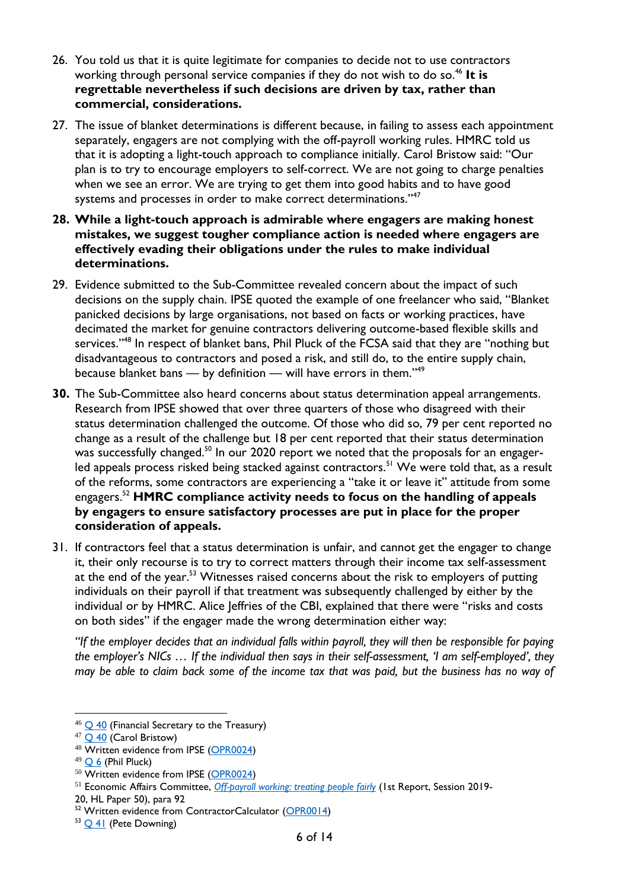26. You told us that it is quite legitimate for companies to decide not to use contractors working through personal service companies if they do not wish to do so.[46] **It is regrettable nevertheless if such decisions are driven by tax, rather than commercial, considerations.**

27. The issue of blanket determinations is different because, in failing to assess each appointment separately, engagers are not complying with the off-payroll working rules. HMRC told us that it is adopting a light-touch approach to compliance initially. Carol Bristow said: "Our plan is to try to encourage employers to self-correct. We are not going to charge penalties when we see an error. We are trying to get them into good habits and to have good systems and processes in order to make correct determinations."[47]

28. **While a light-touch approach is admirable where engagers are making honest mistakes, we suggest tougher compliance action is needed where engagers are effectively evading their obligations under the rules to make individual determinations.**

29. Evidence submitted to the Sub-Committee revealed concern about the impact of such decisions on the supply chain. IPSE quoted the example of one freelancer who said, "Blanket panicked decisions by large organisations, not based on facts or working practices, have decimated the market for genuine contractors delivering outcome-based flexible skills and services."[48] In respect of blanket bans, Phil Pluck of the FCSA said that they are "nothing but disadvantageous to contractors and posed a risk, and still do, to the entire supply chain, because blanket bans — by definition — will have errors in them."[49]

30. The Sub-Committee also heard concerns about status determination appeal arrangements. Research from IPSE showed that over three quarters of those who disagreed with their status determination challenged the outcome. Of those who did so, 79 per cent reported no change as a result of the challenge but 18 per cent reported that their status determination was successfully changed.[50] In our 2020 report we noted that the proposals for an engager-led appeals process risked being stacked against contractors.[51] We were told that, as a result of the reforms, some contractors are experiencing a "take it or leave it" attitude from some engagers.[52] **HMRC compliance activity needs to focus on the handling of appeals by engagers to ensure satisfactory processes are put in place for the proper consideration of appeals.**

31. If contractors feel that a status determination is unfair, and cannot get the engager to change it, their only recourse is to try to correct matters through their income tax self-assessment at the end of the year.[53] Witnesses raised concerns about the risk to employers of putting individuals on their payroll if that treatment was subsequently challenged by either by the individual or by HMRC. Alice Jeffries of the CBI, explained that there were "risks and costs on both sides" if the engager made the wrong determination either way:

*"If the employer decides that an individual falls within payroll, they will then be responsible for paying the employer's NICs … If the individual then says in their self-assessment, 'I am self-employed', they may be able to claim back some of the income tax that was paid, but the business has no way of*

---

[46] Q 40 (Financial Secretary to the Treasury)
[47] Q 40 (Carol Bristow)
[48] Written evidence from IPSE (OPR0024)
[49] Q 6 (Phil Pluck)
[50] Written evidence from IPSE (OPR0024)
[51] Economic Affairs Committee, *Off-payroll working: treating people fairly* (1st Report, Session 2019-20, HL Paper 50), para 92
[52] Written evidence from ContractorCalculator (OPR0014)
[53] Q 41 (Pete Downing)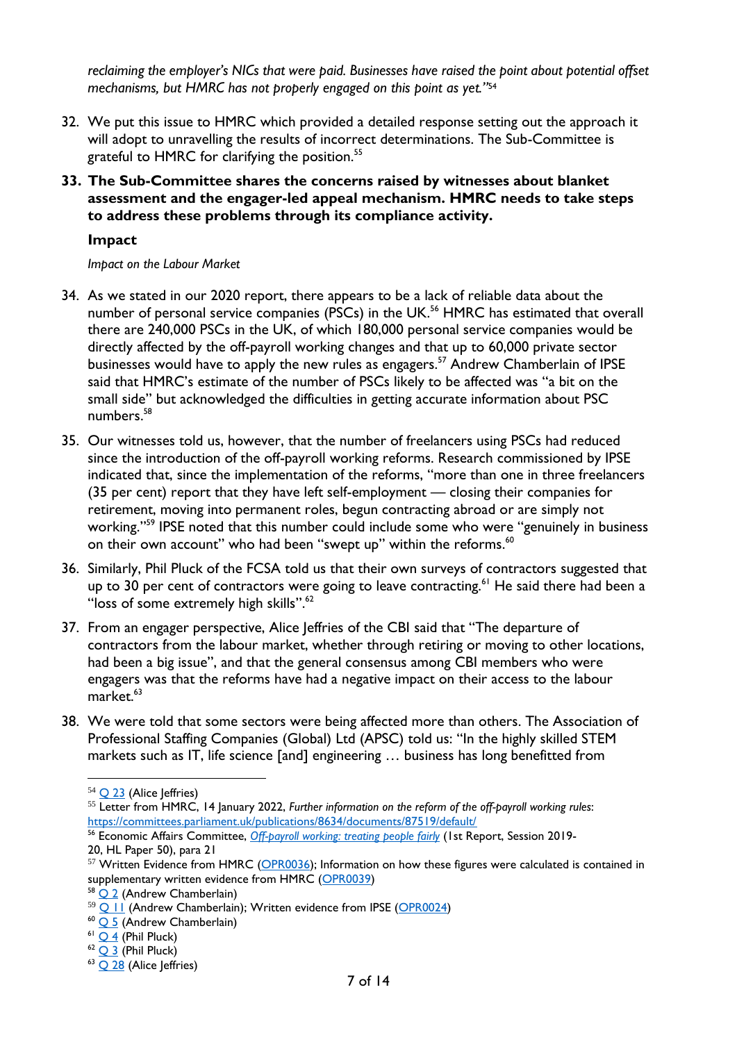*reclaiming the employer's NICs that were paid. Businesses have raised the point about potential offset mechanisms, but HMRC has not properly engaged on this point as yet."*[54]

32. We put this issue to HMRC which provided a detailed response setting out the approach it will adopt to unravelling the results of incorrect determinations. The Sub-Committee is grateful to HMRC for clarifying the position.[55]

33. **The Sub-Committee shares the concerns raised by witnesses about blanket assessment and the engager-led appeal mechanism. HMRC needs to take steps to address these problems through its compliance activity.**

### Impact

*Impact on the Labour Market*

34. As we stated in our 2020 report, there appears to be a lack of reliable data about the number of personal service companies (PSCs) in the UK.[56] HMRC has estimated that overall there are 240,000 PSCs in the UK, of which 180,000 personal service companies would be directly affected by the off-payroll working changes and that up to 60,000 private sector businesses would have to apply the new rules as engagers.[57] Andrew Chamberlain of IPSE said that HMRC's estimate of the number of PSCs likely to be affected was "a bit on the small side" but acknowledged the difficulties in getting accurate information about PSC numbers.[58]

35. Our witnesses told us, however, that the number of freelancers using PSCs had reduced since the introduction of the off-payroll working reforms. Research commissioned by IPSE indicated that, since the implementation of the reforms, "more than one in three freelancers (35 per cent) report that they have left self-employment — closing their companies for retirement, moving into permanent roles, begun contracting abroad or are simply not working."[59] IPSE noted that this number could include some who were "genuinely in business on their own account" who had been "swept up" within the reforms.[60]

36. Similarly, Phil Pluck of the FCSA told us that their own surveys of contractors suggested that up to 30 per cent of contractors were going to leave contracting.[61] He said there had been a "loss of some extremely high skills".[62]

37. From an engager perspective, Alice Jeffries of the CBI said that "The departure of contractors from the labour market, whether through retiring or moving to other locations, had been a big issue", and that the general consensus among CBI members who were engagers was that the reforms have had a negative impact on their access to the labour market.[63]

38. We were told that some sectors were being affected more than others. The Association of Professional Staffing Companies (Global) Ltd (APSC) told us: "In the highly skilled STEM markets such as IT, life science [and] engineering … business has long benefitted from

---

[54] Q 23 (Alice Jeffries)

[55] Letter from HMRC, 14 January 2022, *Further information on the reform of the off-payroll working rules*: https://committees.parliament.uk/publications/8634/documents/87519/default/

[56] Economic Affairs Committee, *Off-payroll working: treating people fairly* (1st Report, Session 2019-20, HL Paper 50), para 21

[57] Written Evidence from HMRC (OPR0036); Information on how these figures were calculated is contained in supplementary written evidence from HMRC (OPR0039)

[58] Q 2 (Andrew Chamberlain)

[59] Q 11 (Andrew Chamberlain); Written evidence from IPSE (OPR0024)

[60] Q 5 (Andrew Chamberlain)

[61] Q 4 (Phil Pluck)

[62] Q 3 (Phil Pluck)

[63] Q 28 (Alice Jeffries)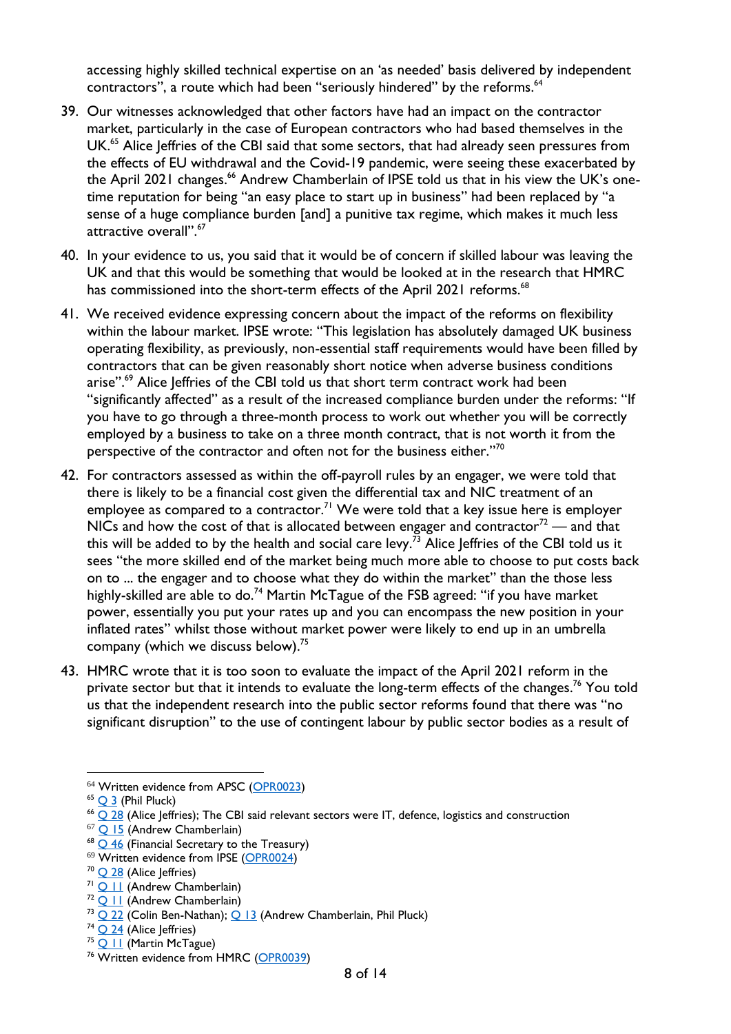accessing highly skilled technical expertise on an 'as needed' basis delivered by independent contractors", a route which had been "seriously hindered" by the reforms.[64]

39. Our witnesses acknowledged that other factors have had an impact on the contractor market, particularly in the case of European contractors who had based themselves in the UK.[65] Alice Jeffries of the CBI said that some sectors, that had already seen pressures from the effects of EU withdrawal and the Covid-19 pandemic, were seeing these exacerbated by the April 2021 changes.[66] Andrew Chamberlain of IPSE told us that in his view the UK's one-time reputation for being "an easy place to start up in business" had been replaced by "a sense of a huge compliance burden [and] a punitive tax regime, which makes it much less attractive overall".[67]

40. In your evidence to us, you said that it would be of concern if skilled labour was leaving the UK and that this would be something that would be looked at in the research that HMRC has commissioned into the short-term effects of the April 2021 reforms.[68]

41. We received evidence expressing concern about the impact of the reforms on flexibility within the labour market. IPSE wrote: "This legislation has absolutely damaged UK business operating flexibility, as previously, non-essential staff requirements would have been filled by contractors that can be given reasonably short notice when adverse business conditions arise".[69] Alice Jeffries of the CBI told us that short term contract work had been "significantly affected" as a result of the increased compliance burden under the reforms: "If you have to go through a three-month process to work out whether you will be correctly employed by a business to take on a three month contract, that is not worth it from the perspective of the contractor and often not for the business either."[70]

42. For contractors assessed as within the off-payroll rules by an engager, we were told that there is likely to be a financial cost given the differential tax and NIC treatment of an employee as compared to a contractor.[71] We were told that a key issue here is employer NICs and how the cost of that is allocated between engager and contractor[72] — and that this will be added to by the health and social care levy.[73] Alice Jeffries of the CBI told us it sees "the more skilled end of the market being much more able to choose to put costs back on to ... the engager and to choose what they do within the market" than the those less highly-skilled are able to do.[74] Martin McTague of the FSB agreed: "if you have market power, essentially you put your rates up and you can encompass the new position in your inflated rates" whilst those without market power were likely to end up in an umbrella company (which we discuss below).[75]

43. HMRC wrote that it is too soon to evaluate the impact of the April 2021 reform in the private sector but that it intends to evaluate the long-term effects of the changes.[76] You told us that the independent research into the public sector reforms found that there was "no significant disruption" to the use of contingent labour by public sector bodies as a result of

---

[64] Written evidence from APSC (OPR0023)

[65] Q 3 (Phil Pluck)

[66] Q 28 (Alice Jeffries); The CBI said relevant sectors were IT, defence, logistics and construction

[67] Q 15 (Andrew Chamberlain)

[68] Q 46 (Financial Secretary to the Treasury)

[69] Written evidence from IPSE (OPR0024)

[70] Q 28 (Alice Jeffries)

[71] Q 11 (Andrew Chamberlain)

[72] Q 11 (Andrew Chamberlain)

[73] Q 22 (Colin Ben-Nathan); Q 13 (Andrew Chamberlain, Phil Pluck)

[74] Q 24 (Alice Jeffries)

[75] Q 11 (Martin McTague)

[76] Written evidence from HMRC (OPR0039)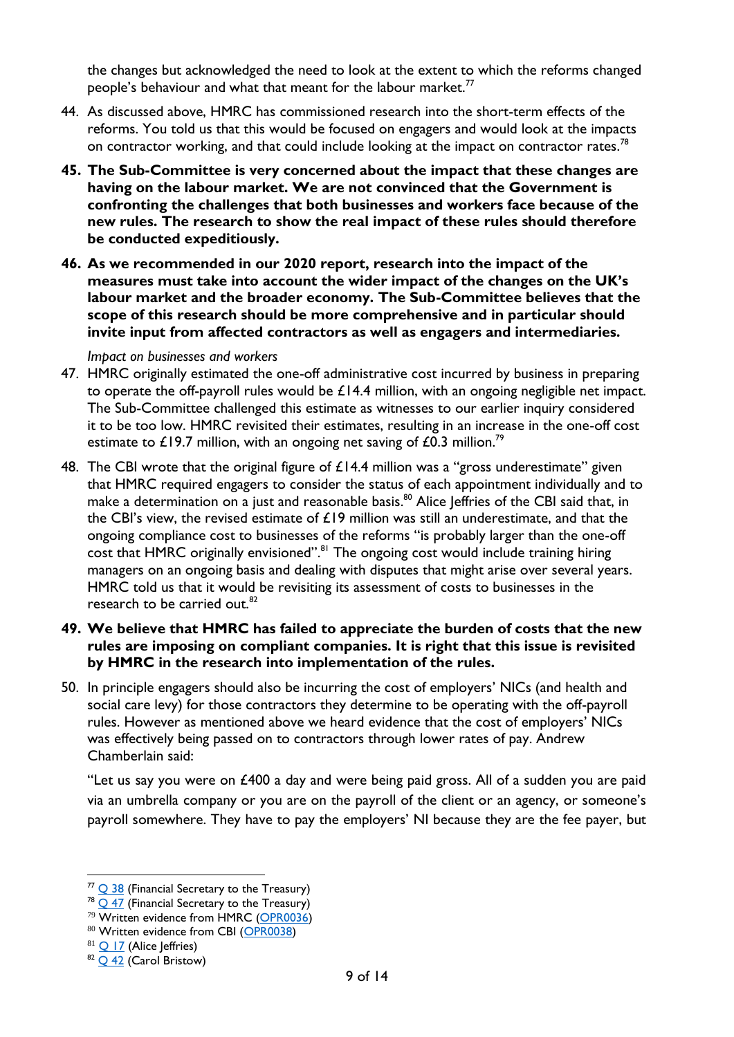the changes but acknowledged the need to look at the extent to which the reforms changed people's behaviour and what that meant for the labour market.[77]

44. As discussed above, HMRC has commissioned research into the short-term effects of the reforms. You told us that this would be focused on engagers and would look at the impacts on contractor working, and that could include looking at the impact on contractor rates.[78]

45. **The Sub-Committee is very concerned about the impact that these changes are having on the labour market. We are not convinced that the Government is confronting the challenges that both businesses and workers face because of the new rules. The research to show the real impact of these rules should therefore be conducted expeditiously.**

46. **As we recommended in our 2020 report, research into the impact of the measures must take into account the wider impact of the changes on the UK's labour market and the broader economy. The Sub-Committee believes that the scope of this research should be more comprehensive and in particular should invite input from affected contractors as well as engagers and intermediaries.**

*Impact on businesses and workers*

47. HMRC originally estimated the one-off administrative cost incurred by business in preparing to operate the off-payroll rules would be £14.4 million, with an ongoing negligible net impact. The Sub-Committee challenged this estimate as witnesses to our earlier inquiry considered it to be too low. HMRC revisited their estimates, resulting in an increase in the one-off cost estimate to £19.7 million, with an ongoing net saving of £0.3 million.[79]

48. The CBI wrote that the original figure of £14.4 million was a "gross underestimate" given that HMRC required engagers to consider the status of each appointment individually and to make a determination on a just and reasonable basis.[80] Alice Jeffries of the CBI said that, in the CBI's view, the revised estimate of £19 million was still an underestimate, and that the ongoing compliance cost to businesses of the reforms "is probably larger than the one-off cost that HMRC originally envisioned".[81] The ongoing cost would include training hiring managers on an ongoing basis and dealing with disputes that might arise over several years. HMRC told us that it would be revisiting its assessment of costs to businesses in the research to be carried out.[82]

49. **We believe that HMRC has failed to appreciate the burden of costs that the new rules are imposing on compliant companies. It is right that this issue is revisited by HMRC in the research into implementation of the rules.**

50. In principle engagers should also be incurring the cost of employers' NICs (and health and social care levy) for those contractors they determine to be operating with the off-payroll rules. However as mentioned above we heard evidence that the cost of employers' NICs was effectively being passed on to contractors through lower rates of pay. Andrew Chamberlain said:

"Let us say you were on £400 a day and were being paid gross. All of a sudden you are paid via an umbrella company or you are on the payroll of the client or an agency, or someone's payroll somewhere. They have to pay the employers' NI because they are the fee payer, but

---

[77] Q 38 (Financial Secretary to the Treasury)
[78] Q 47 (Financial Secretary to the Treasury)
[79] Written evidence from HMRC (OPR0036)
[80] Written evidence from CBI (OPR0038)
[81] Q 17 (Alice Jeffries)
[82] Q 42 (Carol Bristow)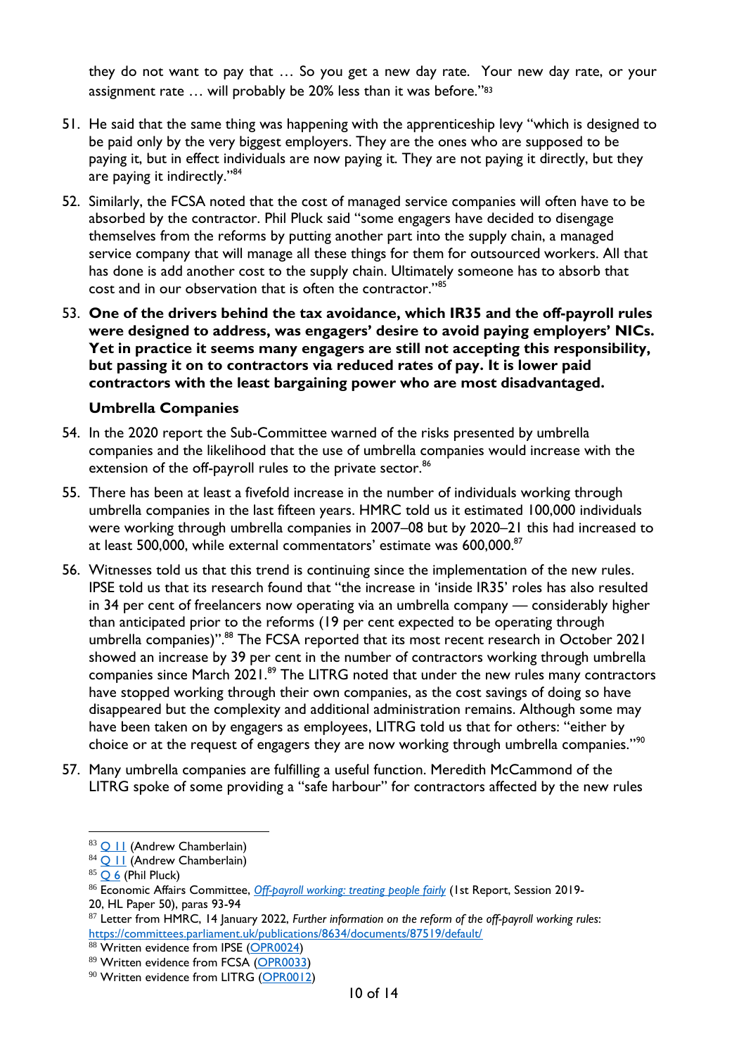they do not want to pay that … So you get a new day rate. Your new day rate, or your assignment rate … will probably be 20% less than it was before."[83]

51. He said that the same thing was happening with the apprenticeship levy "which is designed to be paid only by the very biggest employers. They are the ones who are supposed to be paying it, but in effect individuals are now paying it. They are not paying it directly, but they are paying it indirectly."[84]

52. Similarly, the FCSA noted that the cost of managed service companies will often have to be absorbed by the contractor. Phil Pluck said "some engagers have decided to disengage themselves from the reforms by putting another part into the supply chain, a managed service company that will manage all these things for them for outsourced workers. All that has done is add another cost to the supply chain. Ultimately someone has to absorb that cost and in our observation that is often the contractor."[85]

53. **One of the drivers behind the tax avoidance, which IR35 and the off-payroll rules were designed to address, was engagers' desire to avoid paying employers' NICs. Yet in practice it seems many engagers are still not accepting this responsibility, but passing it on to contractors via reduced rates of pay. It is lower paid contractors with the least bargaining power who are most disadvantaged.**

### Umbrella Companies

54. In the 2020 report the Sub-Committee warned of the risks presented by umbrella companies and the likelihood that the use of umbrella companies would increase with the extension of the off-payroll rules to the private sector.[86]

55. There has been at least a fivefold increase in the number of individuals working through umbrella companies in the last fifteen years. HMRC told us it estimated 100,000 individuals were working through umbrella companies in 2007–08 but by 2020–21 this had increased to at least 500,000, while external commentators' estimate was 600,000.[87]

56. Witnesses told us that this trend is continuing since the implementation of the new rules. IPSE told us that its research found that "the increase in 'inside IR35' roles has also resulted in 34 per cent of freelancers now operating via an umbrella company — considerably higher than anticipated prior to the reforms (19 per cent expected to be operating through umbrella companies)".[88] The FCSA reported that its most recent research in October 2021 showed an increase by 39 per cent in the number of contractors working through umbrella companies since March 2021.[89] The LITRG noted that under the new rules many contractors have stopped working through their own companies, as the cost savings of doing so have disappeared but the complexity and additional administration remains. Although some may have been taken on by engagers as employees, LITRG told us that for others: "either by choice or at the request of engagers they are now working through umbrella companies."[90]

57. Many umbrella companies are fulfilling a useful function. Meredith McCammond of the LITRG spoke of some providing a "safe harbour" for contractors affected by the new rules

---

[83] Q 11 (Andrew Chamberlain)

[84] Q 11 (Andrew Chamberlain)

[85] Q 6 (Phil Pluck)

[86] Economic Affairs Committee, *Off-payroll working: treating people fairly* (1st Report, Session 2019-20, HL Paper 50), paras 93-94

[87] Letter from HMRC, 14 January 2022, *Further information on the reform of the off-payroll working rules*: https://committees.parliament.uk/publications/8634/documents/87519/default/

[88] Written evidence from IPSE (OPR0024)

[89] Written evidence from FCSA (OPR0033)

[90] Written evidence from LITRG (OPR0012)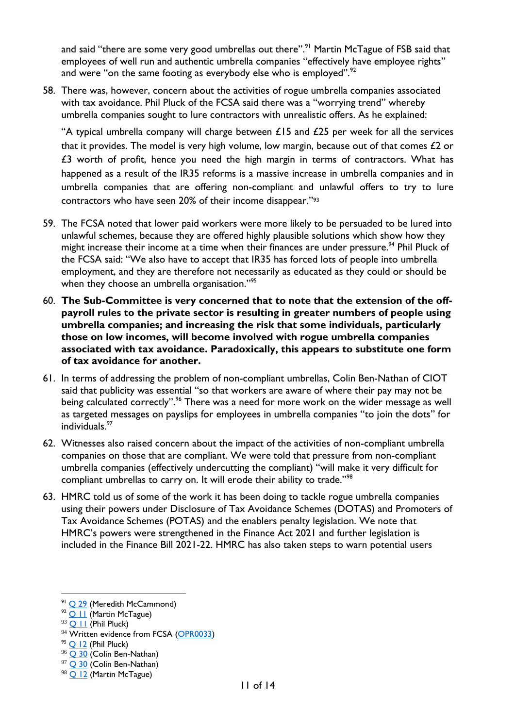and said "there are some very good umbrellas out there".[91] Martin McTague of FSB said that employees of well run and authentic umbrella companies "effectively have employee rights" and were "on the same footing as everybody else who is employed".[92]

58. There was, however, concern about the activities of rogue umbrella companies associated with tax avoidance. Phil Pluck of the FCSA said there was a "worrying trend" whereby umbrella companies sought to lure contractors with unrealistic offers. As he explained:

   "A typical umbrella company will charge between £15 and £25 per week for all the services that it provides. The model is very high volume, low margin, because out of that comes £2 or £3 worth of profit, hence you need the high margin in terms of contractors. What has happened as a result of the IR35 reforms is a massive increase in umbrella companies and in umbrella companies that are offering non-compliant and unlawful offers to try to lure contractors who have seen 20% of their income disappear."[93]

59. The FCSA noted that lower paid workers were more likely to be persuaded to be lured into unlawful schemes, because they are offered highly plausible solutions which show how they might increase their income at a time when their finances are under pressure.[94] Phil Pluck of the FCSA said: "We also have to accept that IR35 has forced lots of people into umbrella employment, and they are therefore not necessarily as educated as they could or should be when they choose an umbrella organisation."[95]

60. **The Sub-Committee is very concerned that to note that the extension of the off-payroll rules to the private sector is resulting in greater numbers of people using umbrella companies; and increasing the risk that some individuals, particularly those on low incomes, will become involved with rogue umbrella companies associated with tax avoidance. Paradoxically, this appears to substitute one form of tax avoidance for another.**

61. In terms of addressing the problem of non-compliant umbrellas, Colin Ben-Nathan of CIOT said that publicity was essential "so that workers are aware of where their pay may not be being calculated correctly".[96] There was a need for more work on the wider message as well as targeted messages on payslips for employees in umbrella companies "to join the dots" for individuals.[97]

62. Witnesses also raised concern about the impact of the activities of non-compliant umbrella companies on those that are compliant. We were told that pressure from non-compliant umbrella companies (effectively undercutting the compliant) "will make it very difficult for compliant umbrellas to carry on. It will erode their ability to trade."[98]

63. HMRC told us of some of the work it has been doing to tackle rogue umbrella companies using their powers under Disclosure of Tax Avoidance Schemes (DOTAS) and Promoters of Tax Avoidance Schemes (POTAS) and the enablers penalty legislation. We note that HMRC's powers were strengthened in the Finance Act 2021 and further legislation is included in the Finance Bill 2021-22. HMRC has also taken steps to warn potential users

---

[91] Q 29 (Meredith McCammond)
[92] Q 11 (Martin McTague)
[93] Q 11 (Phil Pluck)
[94] Written evidence from FCSA (OPR0033)
[95] Q 12 (Phil Pluck)
[96] Q 30 (Colin Ben-Nathan)
[97] Q 30 (Colin Ben-Nathan)
[98] Q 12 (Martin McTague)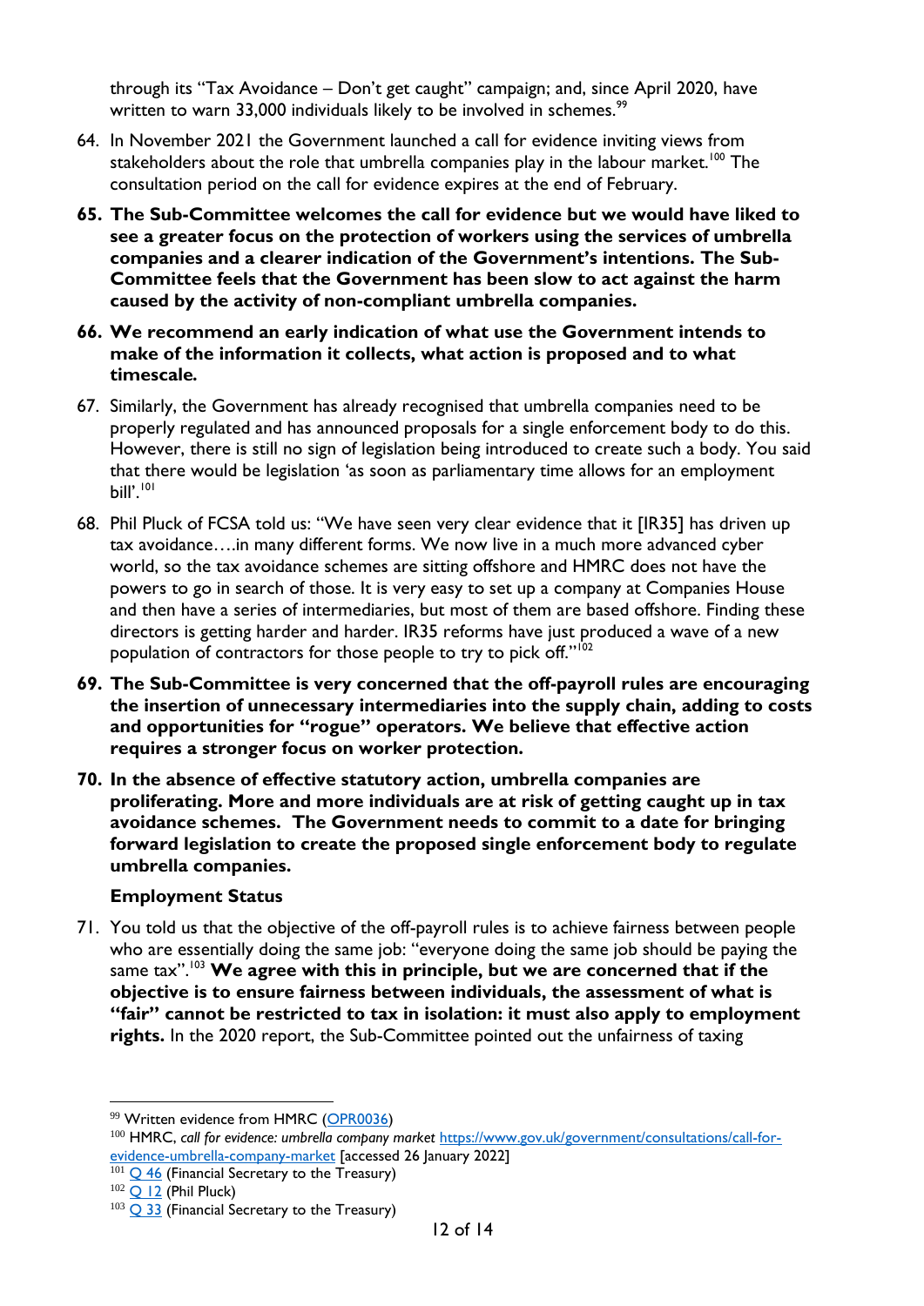through its "Tax Avoidance – Don't get caught" campaign; and, since April 2020, have written to warn 33,000 individuals likely to be involved in schemes.[99]

64. In November 2021 the Government launched a call for evidence inviting views from stakeholders about the role that umbrella companies play in the labour market.[100] The consultation period on the call for evidence expires at the end of February.

65. **The Sub-Committee welcomes the call for evidence but we would have liked to see a greater focus on the protection of workers using the services of umbrella companies and a clearer indication of the Government's intentions. The Sub-Committee feels that the Government has been slow to act against the harm caused by the activity of non-compliant umbrella companies.**

66. **We recommend an early indication of what use the Government intends to make of the information it collects, what action is proposed and to what timescale.**

67. Similarly, the Government has already recognised that umbrella companies need to be properly regulated and has announced proposals for a single enforcement body to do this. However, there is still no sign of legislation being introduced to create such a body. You said that there would be legislation 'as soon as parliamentary time allows for an employment bill'.[101]

68. Phil Pluck of FCSA told us: "We have seen very clear evidence that it [IR35] has driven up tax avoidance….in many different forms. We now live in a much more advanced cyber world, so the tax avoidance schemes are sitting offshore and HMRC does not have the powers to go in search of those. It is very easy to set up a company at Companies House and then have a series of intermediaries, but most of them are based offshore. Finding these directors is getting harder and harder. IR35 reforms have just produced a wave of a new population of contractors for those people to try to pick off."[102]

69. **The Sub-Committee is very concerned that the off-payroll rules are encouraging the insertion of unnecessary intermediaries into the supply chain, adding to costs and opportunities for "rogue" operators. We believe that effective action requires a stronger focus on worker protection.**

70. **In the absence of effective statutory action, umbrella companies are proliferating. More and more individuals are at risk of getting caught up in tax avoidance schemes. The Government needs to commit to a date for bringing forward legislation to create the proposed single enforcement body to regulate umbrella companies.**

### Employment Status

71. You told us that the objective of the off-payroll rules is to achieve fairness between people who are essentially doing the same job: "everyone doing the same job should be paying the same tax".[103] **We agree with this in principle, but we are concerned that if the objective is to ensure fairness between individuals, the assessment of what is "fair" cannot be restricted to tax in isolation: it must also apply to employment rights.** In the 2020 report, the Sub-Committee pointed out the unfairness of taxing

---

[99] Written evidence from HMRC (OPR0036)

[100] HMRC, *call for evidence: umbrella company market* https://www.gov.uk/government/consultations/call-for-evidence-umbrella-company-market [accessed 26 January 2022]

[101] Q 46 (Financial Secretary to the Treasury)

[102] Q 12 (Phil Pluck)

[103] Q 33 (Financial Secretary to the Treasury)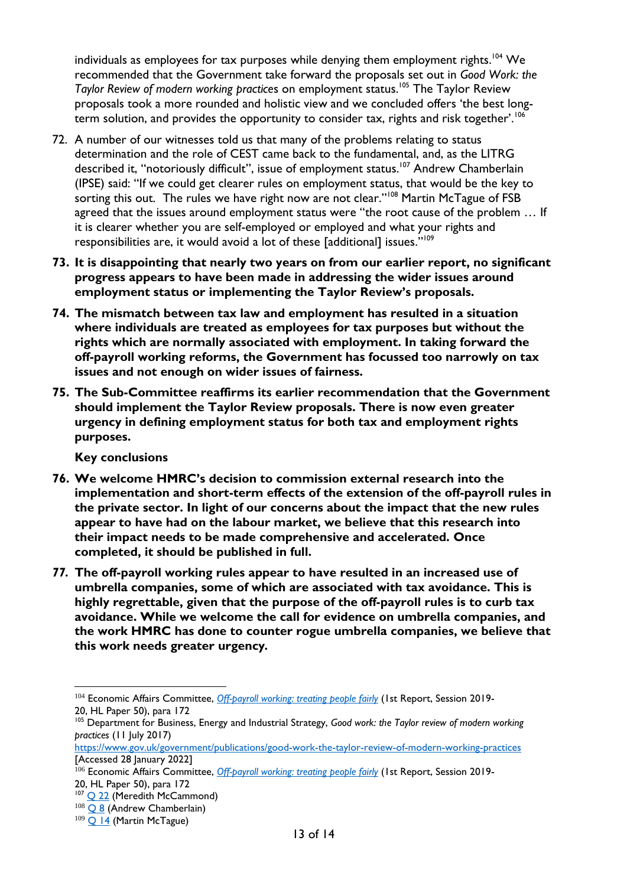individuals as employees for tax purposes while denying them employment rights.[104] We recommended that the Government take forward the proposals set out in *Good Work: the Taylor Review of modern working practices* on employment status.[105] The Taylor Review proposals took a more rounded and holistic view and we concluded offers 'the best long-term solution, and provides the opportunity to consider tax, rights and risk together'.[106]

72. A number of our witnesses told us that many of the problems relating to status determination and the role of CEST came back to the fundamental, and, as the LITRG described it, "notoriously difficult", issue of employment status.[107] Andrew Chamberlain (IPSE) said: "If we could get clearer rules on employment status, that would be the key to sorting this out. The rules we have right now are not clear."[108] Martin McTague of FSB agreed that the issues around employment status were "the root cause of the problem … If it is clearer whether you are self-employed or employed and what your rights and responsibilities are, it would avoid a lot of these [additional] issues."[109]

73. **It is disappointing that nearly two years on from our earlier report, no significant progress appears to have been made in addressing the wider issues around employment status or implementing the Taylor Review's proposals.**

74. **The mismatch between tax law and employment has resulted in a situation where individuals are treated as employees for tax purposes but without the rights which are normally associated with employment. In taking forward the off-payroll working reforms, the Government has focussed too narrowly on tax issues and not enough on wider issues of fairness.**

75. **The Sub-Committee reaffirms its earlier recommendation that the Government should implement the Taylor Review proposals. There is now even greater urgency in defining employment status for both tax and employment rights purposes.**

**Key conclusions**

76. **We welcome HMRC's decision to commission external research into the implementation and short-term effects of the extension of the off-payroll rules in the private sector. In light of our concerns about the impact that the new rules appear to have had on the labour market, we believe that this research into their impact needs to be made comprehensive and accelerated. Once completed, it should be published in full.**

77. **The off-payroll working rules appear to have resulted in an increased use of umbrella companies, some of which are associated with tax avoidance. This is highly regrettable, given that the purpose of the off-payroll rules is to curb tax avoidance. While we welcome the call for evidence on umbrella companies, and the work HMRC has done to counter rogue umbrella companies, we believe that this work needs greater urgency.**

---

[104] Economic Affairs Committee, *Off-payroll working: treating people fairly* (1st Report, Session 2019-20, HL Paper 50), para 172

[105] Department for Business, Energy and Industrial Strategy, *Good work: the Taylor review of modern working practices* (11 July 2017) https://www.gov.uk/government/publications/good-work-the-taylor-review-of-modern-working-practices [Accessed 28 January 2022]

[106] Economic Affairs Committee, *Off-payroll working: treating people fairly* (1st Report, Session 2019-20, HL Paper 50), para 172

[107] Q 22 (Meredith McCammond)

[108] Q 8 (Andrew Chamberlain)

[109] Q 14 (Martin McTague)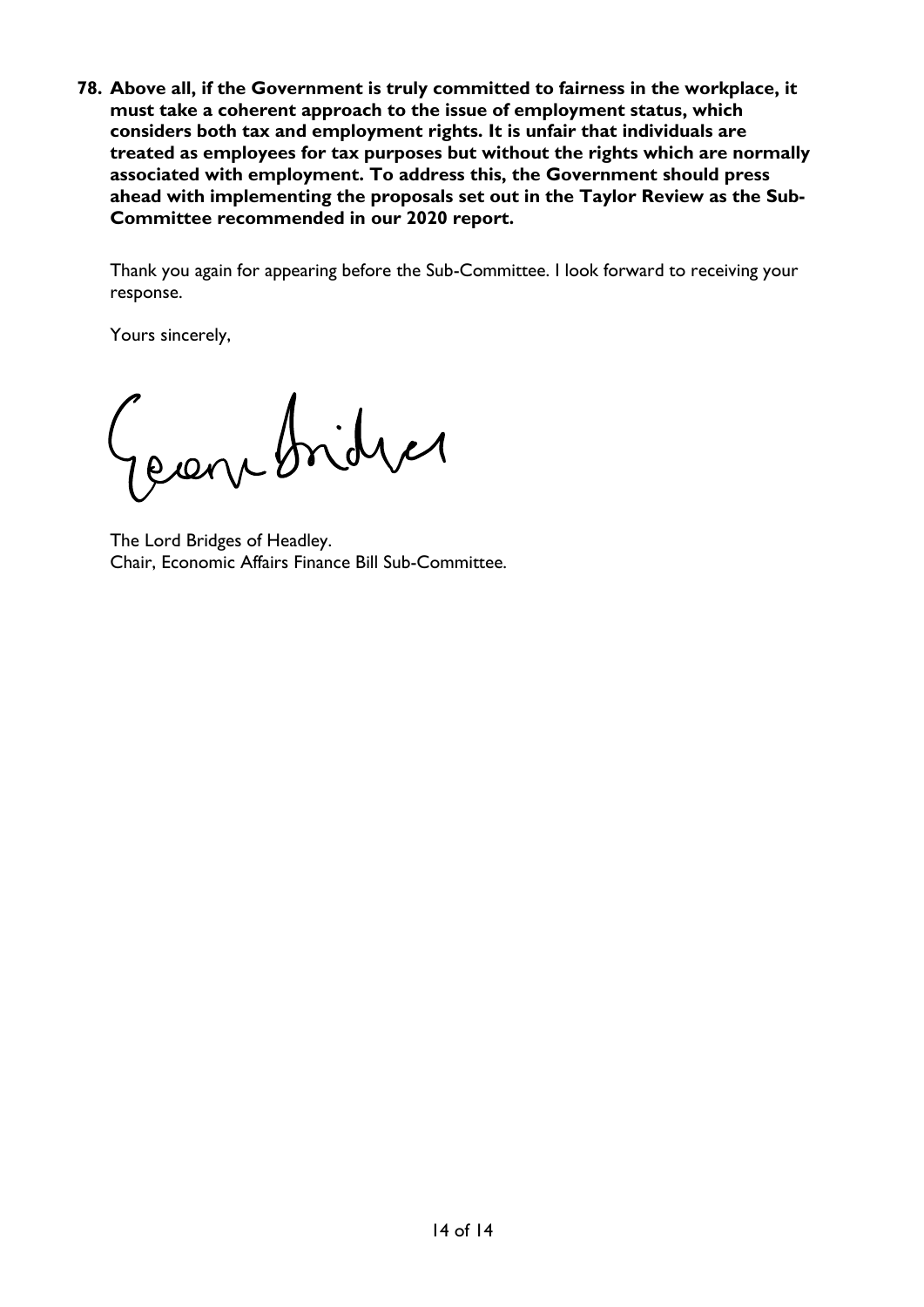**78. Above all, if the Government is truly committed to fairness in the workplace, it must take a coherent approach to the issue of employment status, which considers both tax and employment rights. It is unfair that individuals are treated as employees for tax purposes but without the rights which are normally associated with employment. To address this, the Government should press ahead with implementing the proposals set out in the Taylor Review as the Sub-Committee recommended in our 2020 report.**

Thank you again for appearing before the Sub-Committee. I look forward to receiving your response.

Yours sincerely,

The Lord Bridges of Headley.
Chair, Economic Affairs Finance Bill Sub-Committee.